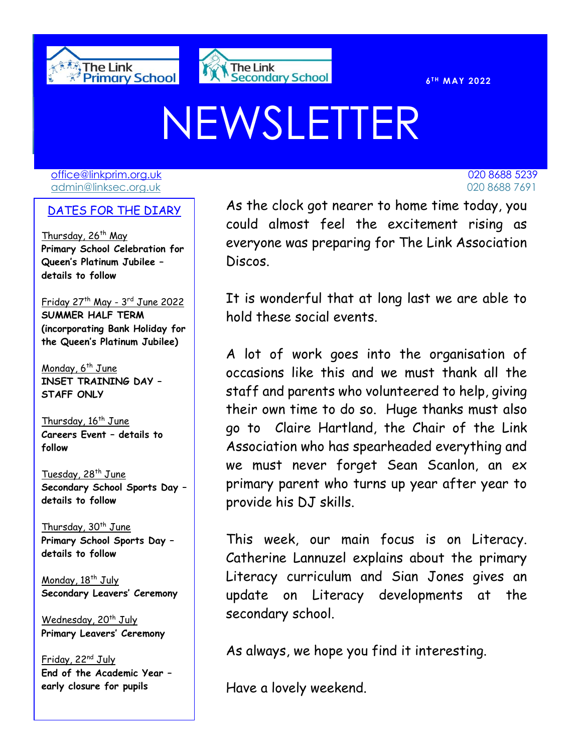The Link Primary School | The Link Secondary School

6TH MAY 2022

# NEWSLETTER

office@linkprim.org.uk
admin@linksec.org.uk

020 8688 5239
020 8688 7691

## DATES FOR THE DIARY

Thursday, 26th May
**Primary School Celebration for Queen's Platinum Jubilee – details to follow**

Friday 27th May - 3rd June 2022
**SUMMER HALF TERM (incorporating Bank Holiday for the Queen's Platinum Jubilee)**

Monday, 6th June
**INSET TRAINING DAY – STAFF ONLY**

Thursday, 16th June
**Careers Event – details to follow**

Tuesday, 28th June
**Secondary School Sports Day – details to follow**

Thursday, 30th June
**Primary School Sports Day – details to follow**

Monday, 18th July
**Secondary Leavers' Ceremony**

Wednesday, 20th July
**Primary Leavers' Ceremony**

Friday, 22nd July
**End of the Academic Year – early closure for pupils**

As the clock got nearer to home time today, you could almost feel the excitement rising as everyone was preparing for The Link Association Discos.

It is wonderful that at long last we are able to hold these social events.

A lot of work goes into the organisation of occasions like this and we must thank all the staff and parents who volunteered to help, giving their own time to do so. Huge thanks must also go to Claire Hartland, the Chair of the Link Association who has spearheaded everything and we must never forget Sean Scanlon, an ex primary parent who turns up year after year to provide his DJ skills.

This week, our main focus is on Literacy. Catherine Lannuzel explains about the primary Literacy curriculum and Sian Jones gives an update on Literacy developments at the secondary school.

As always, we hope you find it interesting.

Have a lovely weekend.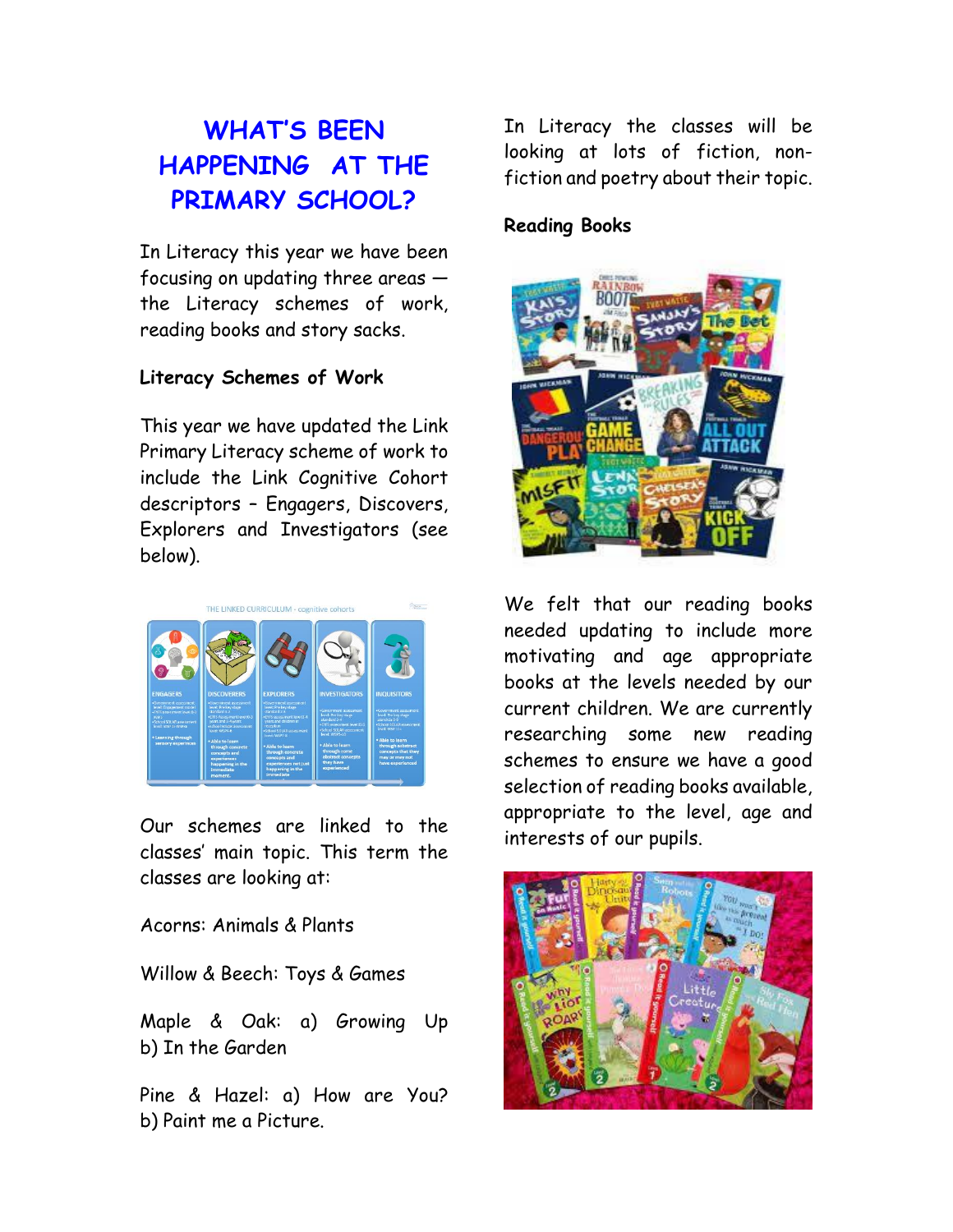# WHAT'S BEEN HAPPENING AT THE PRIMARY SCHOOL?

In Literacy this year we have been focusing on updating three areas — the Literacy schemes of work, reading books and story sacks.

**Literacy Schemes of Work**

This year we have updated the Link Primary Literacy scheme of work to include the Link Cognitive Cohort descriptors – Engagers, Discovers, Explorers and Investigators (see below).

Our schemes are linked to the classes' main topic. This term the classes are looking at:

Acorns: Animals & Plants

Willow & Beech: Toys & Games

Maple & Oak: a) Growing Up b) In the Garden

Pine & Hazel: a) How are You? b) Paint me a Picture.

In Literacy the classes will be looking at lots of fiction, non-fiction and poetry about their topic.

**Reading Books**

We felt that our reading books needed updating to include more motivating and age appropriate books at the levels needed by our current children. We are currently researching some new reading schemes to ensure we have a good selection of reading books available, appropriate to the level, age and interests of our pupils.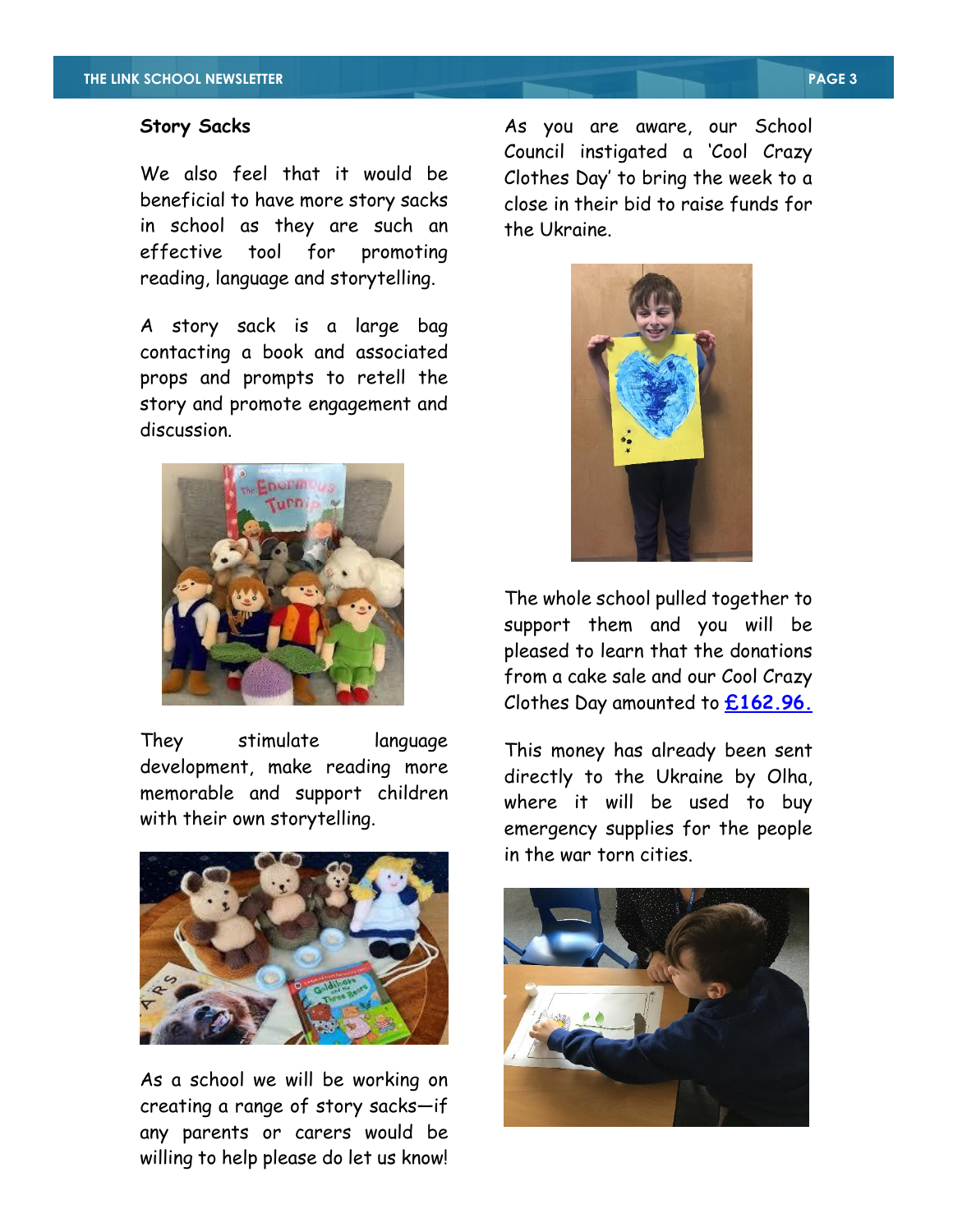## Story Sacks

We also feel that it would be beneficial to have more story sacks in school as they are such an effective tool for promoting reading, language and storytelling.

A story sack is a large bag contacting a book and associated props and prompts to retell the story and promote engagement and discussion.

They stimulate language development, make reading more memorable and support children with their own storytelling.

As a school we will be working on creating a range of story sacks—if any parents or carers would be willing to help please do let us know!

As you are aware, our School Council instigated a 'Cool Crazy Clothes Day' to bring the week to a close in their bid to raise funds for the Ukraine.

The whole school pulled together to support them and you will be pleased to learn that the donations from a cake sale and our Cool Crazy Clothes Day amounted to **£162.96.**

This money has already been sent directly to the Ukraine by Olha, where it will be used to buy emergency supplies for the people in the war torn cities.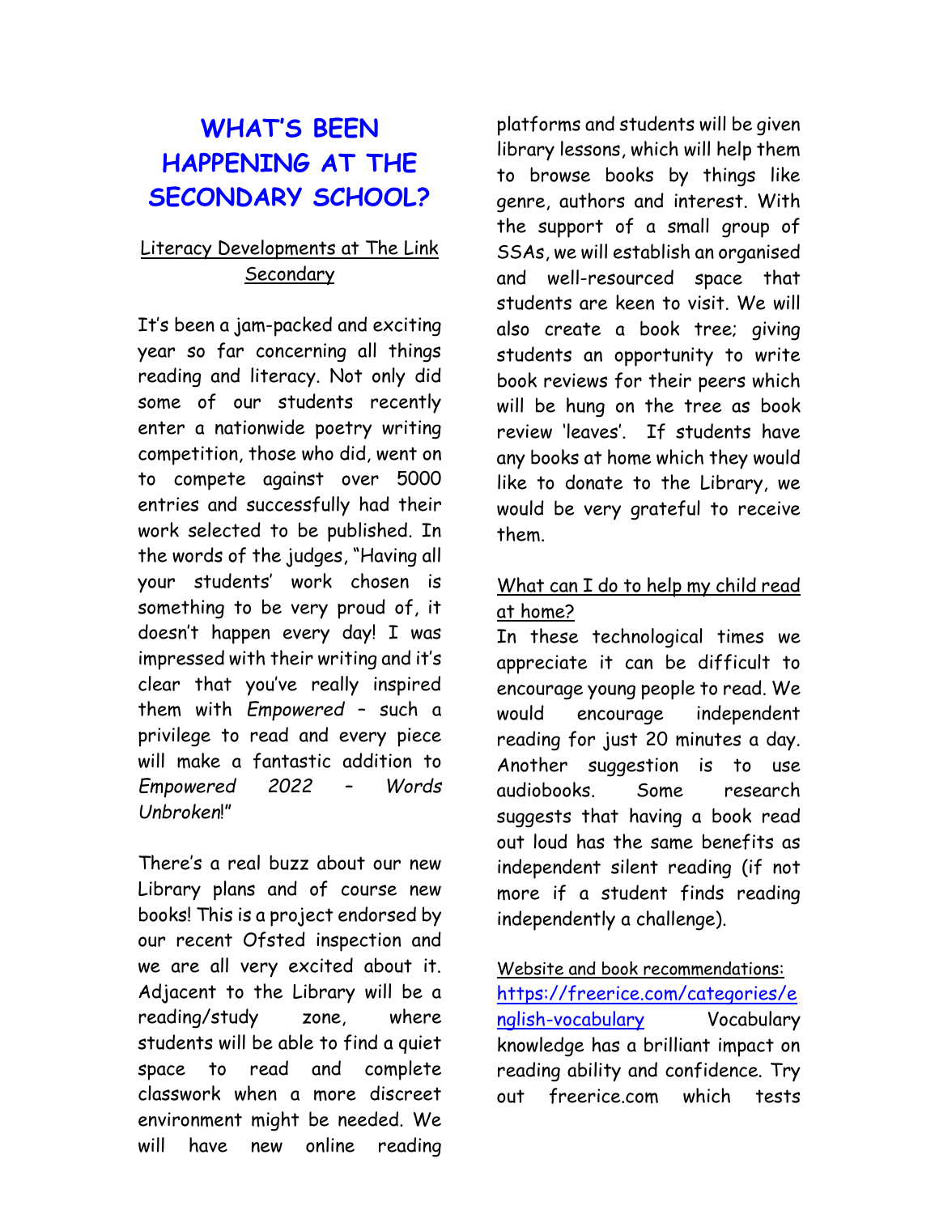# WHAT'S BEEN HAPPENING AT THE SECONDARY SCHOOL?

## Literacy Developments at The Link Secondary

It's been a jam-packed and exciting year so far concerning all things reading and literacy. Not only did some of our students recently enter a nationwide poetry writing competition, those who did, went on to compete against over 5000 entries and successfully had their work selected to be published. In the words of the judges, "Having all your students' work chosen is something to be very proud of, it doesn't happen every day! I was impressed with their writing and it's clear that you've really inspired them with *Empowered* – such a privilege to read and every piece will make a fantastic addition to *Empowered 2022 – Words Unbroken*!"

There's a real buzz about our new Library plans and of course new books! This is a project endorsed by our recent Ofsted inspection and we are all very excited about it. Adjacent to the Library will be a reading/study zone, where students will be able to find a quiet space to read and complete classwork when a more discreet environment might be needed. We will have new online reading platforms and students will be given library lessons, which will help them to browse books by things like genre, authors and interest. With the support of a small group of SSAs, we will establish an organised and well-resourced space that students are keen to visit. We will also create a book tree; giving students an opportunity to write book reviews for their peers which will be hung on the tree as book review 'leaves'. If students have any books at home which they would like to donate to the Library, we would be very grateful to receive them.

## What can I do to help my child read at home?

In these technological times we appreciate it can be difficult to encourage young people to read. We would encourage independent reading for just 20 minutes a day. Another suggestion is to use audiobooks. Some research suggests that having a book read out loud has the same benefits as independent silent reading (if not more if a student finds reading independently a challenge).

## Website and book recommendations:

https://freerice.com/categories/english-vocabulary Vocabulary knowledge has a brilliant impact on reading ability and confidence. Try out freerice.com which tests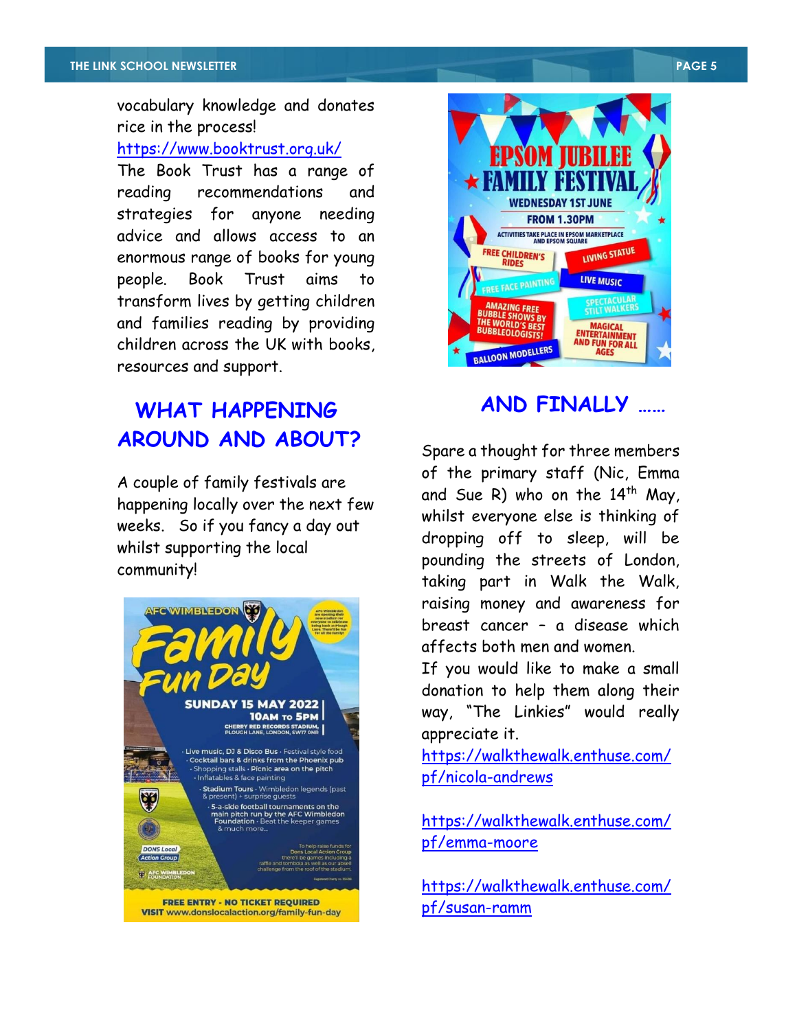vocabulary knowledge and donates rice in the process!

https://www.booktrust.org.uk/

The Book Trust has a range of reading recommendations and strategies for anyone needing advice and allows access to an enormous range of books for young people. Book Trust aims to transform lives by getting children and families reading by providing children across the UK with books, resources and support.

## WHAT HAPPENING AROUND AND ABOUT?

A couple of family festivals are happening locally over the next few weeks. So if you fancy a day out whilst supporting the local community!

AFC WIMBLEDON

Family Fun Day

SUNDAY 15 MAY 2022

10AM TO 5PM

CHERRY RED RECORDS STADIUM, PLOUGH LANE, LONDON, SW17 0NR

- Live music, DJ & Disco Bus · Festival style food
- Cocktail bars & drinks from the Phoenix pub
- Shopping stalls · Picnic area on the pitch
- Inflatables & face painting
- Stadium Tours · Wimbledon legends (past & present) + surprise guests
- 5-a-side football tournaments on the main pitch run by the AFC Wimbledon Foundation · Beat the keeper games & much more...

FREE ENTRY - NO TICKET REQUIRED

VISIT www.donslocalaction.org/family-fun-day

EPSOM JUBILEE FAMILY FESTIVAL

WEDNESDAY 1ST JUNE

FROM 1.30PM

ACTIVITIES TAKE PLACE IN EPSOM MARKETPLACE AND EPSOM SQUARE

FREE CHILDREN'S RIDES · LIVING STATUE · FREE FACE PAINTING · LIVE MUSIC · AMAZING FREE BUBBLE SHOWS BY THE WORLD'S BEST BUBBLEOLOGISTS! · SPECTACULAR STILT WALKERS · MAGICAL ENTERTAINMENT AND FUN FOR ALL AGES · BALLOON MODELLERS

## AND FINALLY ……

Spare a thought for three members of the primary staff (Nic, Emma and Sue R) who on the 14th May, whilst everyone else is thinking of dropping off to sleep, will be pounding the streets of London, taking part in Walk the Walk, raising money and awareness for breast cancer – a disease which affects both men and women.

If you would like to make a small donation to help them along their way, "The Linkies" would really appreciate it.

https://walkthewalk.enthuse.com/pf/nicola-andrews

https://walkthewalk.enthuse.com/pf/emma-moore

https://walkthewalk.enthuse.com/pf/susan-ramm